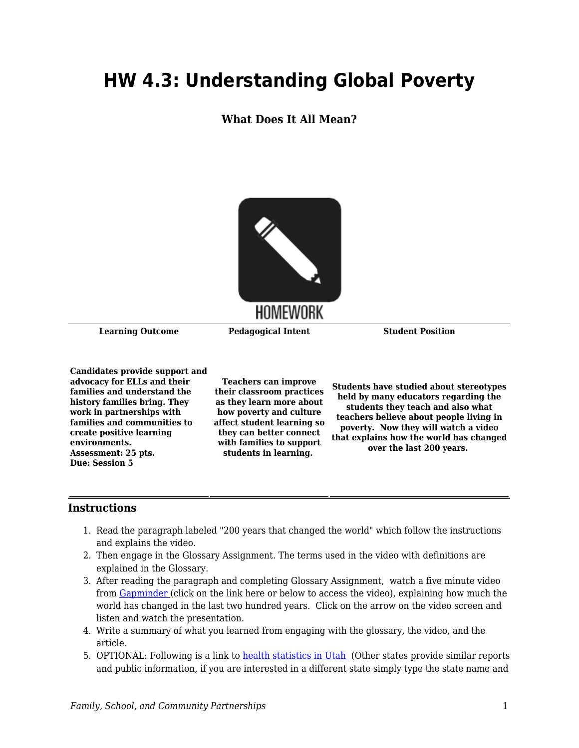# HW 4.3: Understanding Global Poverty

**What Does It All Mean?**

HOMEWORK

| Learning Outcome | Pedagogical Intent | Student Position |
| --- | --- | --- |
| **Candidates provide support and advocacy for ELLs and their families and understand the history families bring. They work in partnerships with families and communities to create positive learning environments.** **Assessment: 25 pts.** **Due: Session 5** | **Teachers can improve their classroom practices as they learn more about how poverty and culture affect student learning so they can better connect with families to support students in learning.** | **Students have studied about stereotypes held by many educators regarding the students they teach and also what teachers believe about people living in poverty. Now they will watch a video that explains how the world has changed over the last 200 years.** |

## Instructions

1. Read the paragraph labeled "200 years that changed the world" which follow the instructions and explains the video.
2. Then engage in the Glossary Assignment. The terms used in the video with definitions are explained in the Glossary.
3. After reading the paragraph and completing Glossary Assignment, watch a five minute video from [Gapminder](#) (click on the link here or below to access the video), explaining how much the world has changed in the last two hundred years. Click on the arrow on the video screen and listen and watch the presentation.
4. Write a summary of what you learned from engaging with the glossary, the video, and the article.
5. OPTIONAL: Following is a link to [health statistics in Utah](#) (Other states provide similar reports and public information, if you are interested in a different state simply type the state name and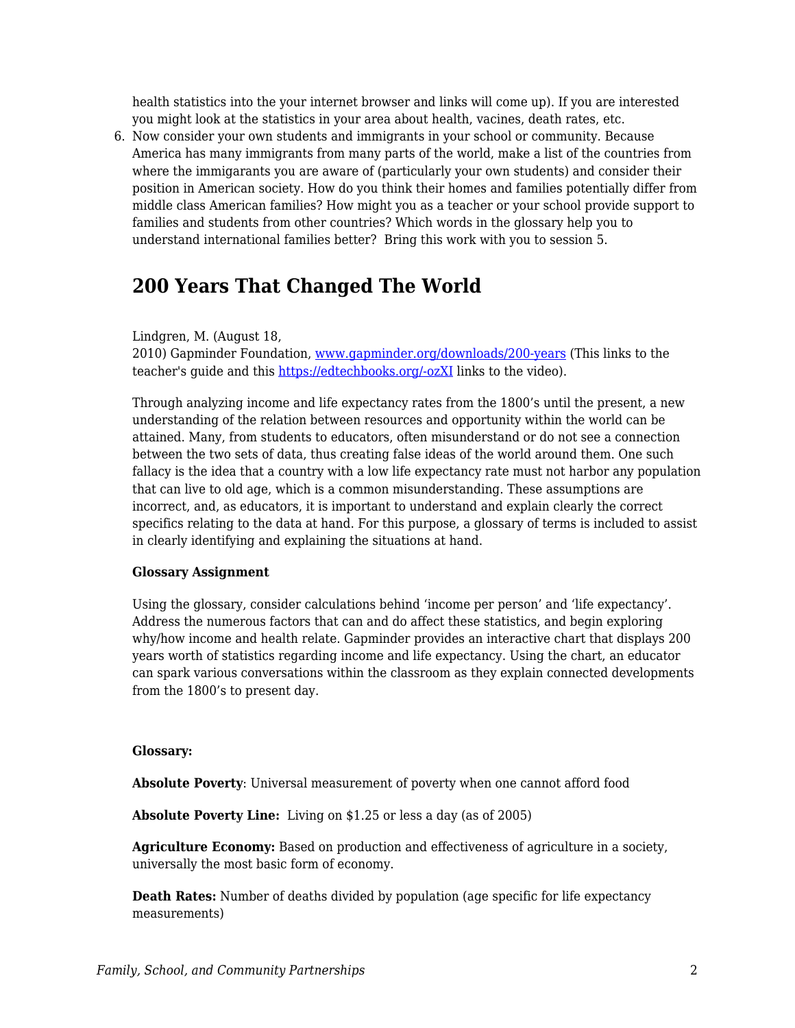health statistics into the your internet browser and links will come up). If you are interested you might look at the statistics in your area about health, vacines, death rates, etc.

6. Now consider your own students and immigrants in your school or community. Because America has many immigrants from many parts of the world, make a list of the countries from where the immigarants you are aware of (particularly your own students) and consider their position in American society. How do you think their homes and families potentially differ from middle class American families? How might you as a teacher or your school provide support to families and students from other countries? Which words in the glossary help you to understand international families better? Bring this work with you to session 5.

## 200 Years That Changed The World

Lindgren, M. (August 18, 2010) Gapminder Foundation, [www.gapminder.org/downloads/200-years](www.gapminder.org/downloads/200-years) (This links to the teacher's guide and this [https://edtechbooks.org/-ozXI](https://edtechbooks.org/-ozXI) links to the video).

Through analyzing income and life expectancy rates from the 1800's until the present, a new understanding of the relation between resources and opportunity within the world can be attained. Many, from students to educators, often misunderstand or do not see a connection between the two sets of data, thus creating false ideas of the world around them. One such fallacy is the idea that a country with a low life expectancy rate must not harbor any population that can live to old age, which is a common misunderstanding. These assumptions are incorrect, and, as educators, it is important to understand and explain clearly the correct specifics relating to the data at hand. For this purpose, a glossary of terms is included to assist in clearly identifying and explaining the situations at hand.

**Glossary Assignment**

Using the glossary, consider calculations behind 'income per person' and 'life expectancy'. Address the numerous factors that can and do affect these statistics, and begin exploring why/how income and health relate. Gapminder provides an interactive chart that displays 200 years worth of statistics regarding income and life expectancy. Using the chart, an educator can spark various conversations within the classroom as they explain connected developments from the 1800's to present day.

**Glossary:**

**Absolute Poverty**: Universal measurement of poverty when one cannot afford food

**Absolute Poverty Line:** Living on $1.25 or less a day (as of 2005)

**Agriculture Economy:** Based on production and effectiveness of agriculture in a society, universally the most basic form of economy.

**Death Rates:** Number of deaths divided by population (age specific for life expectancy measurements)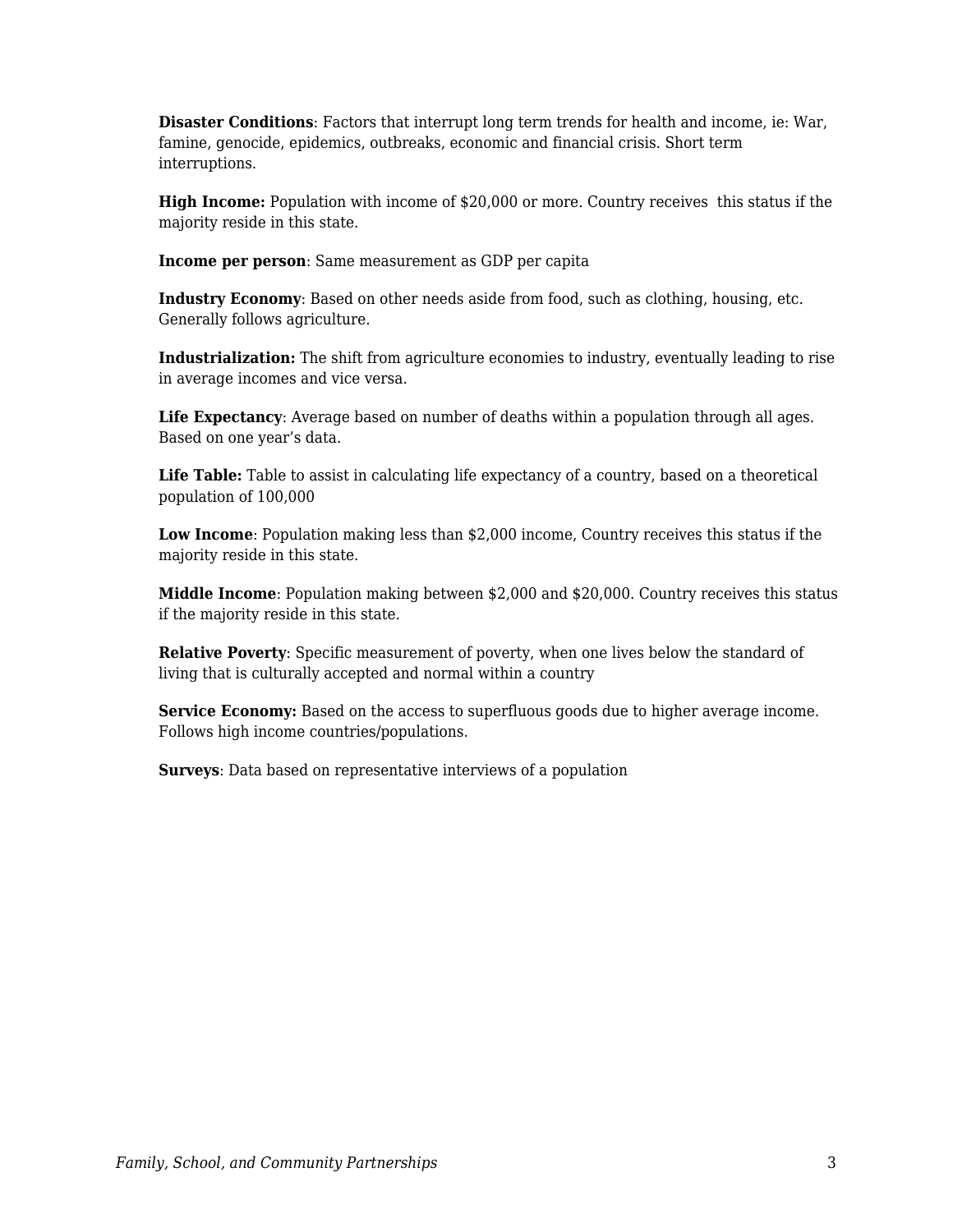**Disaster Conditions**: Factors that interrupt long term trends for health and income, ie: War, famine, genocide, epidemics, outbreaks, economic and financial crisis. Short term interruptions.

**High Income:** Population with income of $20,000 or more. Country receives  this status if the majority reside in this state.

**Income per person**: Same measurement as GDP per capita

**Industry Economy**: Based on other needs aside from food, such as clothing, housing, etc. Generally follows agriculture.

**Industrialization:** The shift from agriculture economies to industry, eventually leading to rise in average incomes and vice versa.

**Life Expectancy**: Average based on number of deaths within a population through all ages. Based on one year's data.

**Life Table:** Table to assist in calculating life expectancy of a country, based on a theoretical population of 100,000

**Low Income**: Population making less than $2,000 income, Country receives this status if the majority reside in this state.

**Middle Income**: Population making between $2,000 and $20,000. Country receives this status if the majority reside in this state.

**Relative Poverty**: Specific measurement of poverty, when one lives below the standard of living that is culturally accepted and normal within a country

**Service Economy:** Based on the access to superfluous goods due to higher average income. Follows high income countries/populations.

**Surveys**: Data based on representative interviews of a population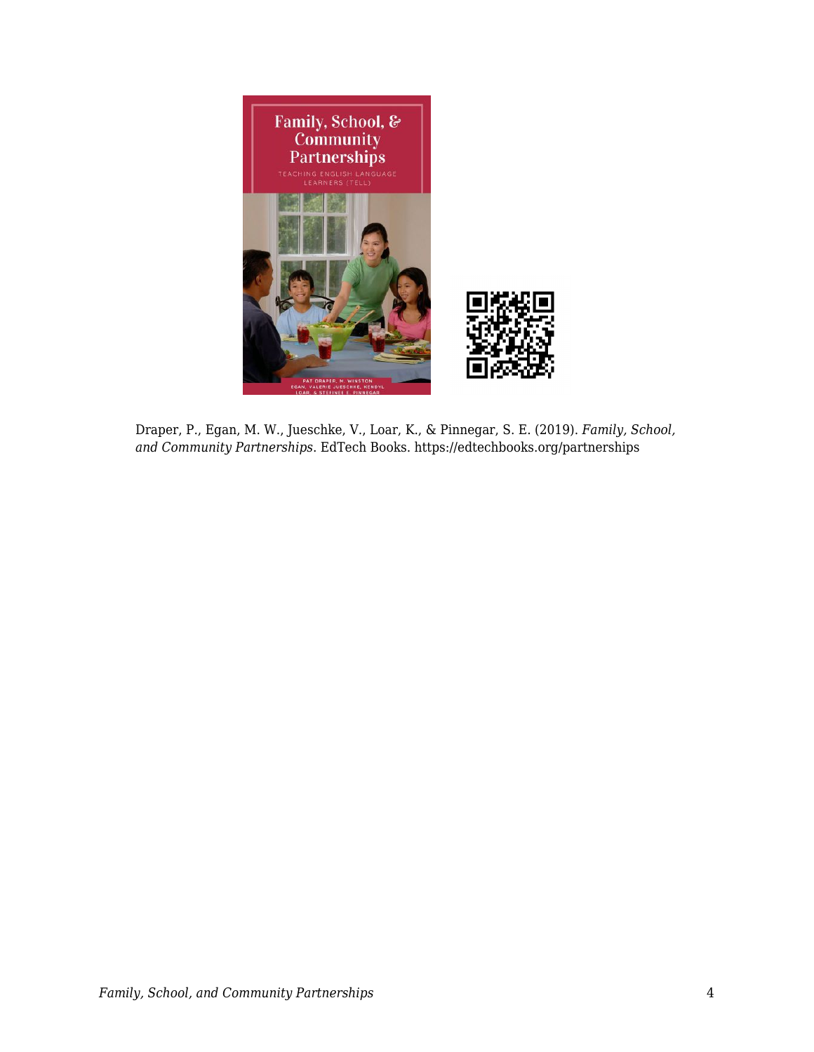Draper, P., Egan, M. W., Jueschke, V., Loar, K., & Pinnegar, S. E. (2019). *Family, School, and Community Partnerships*. EdTech Books. https://edtechbooks.org/partnerships